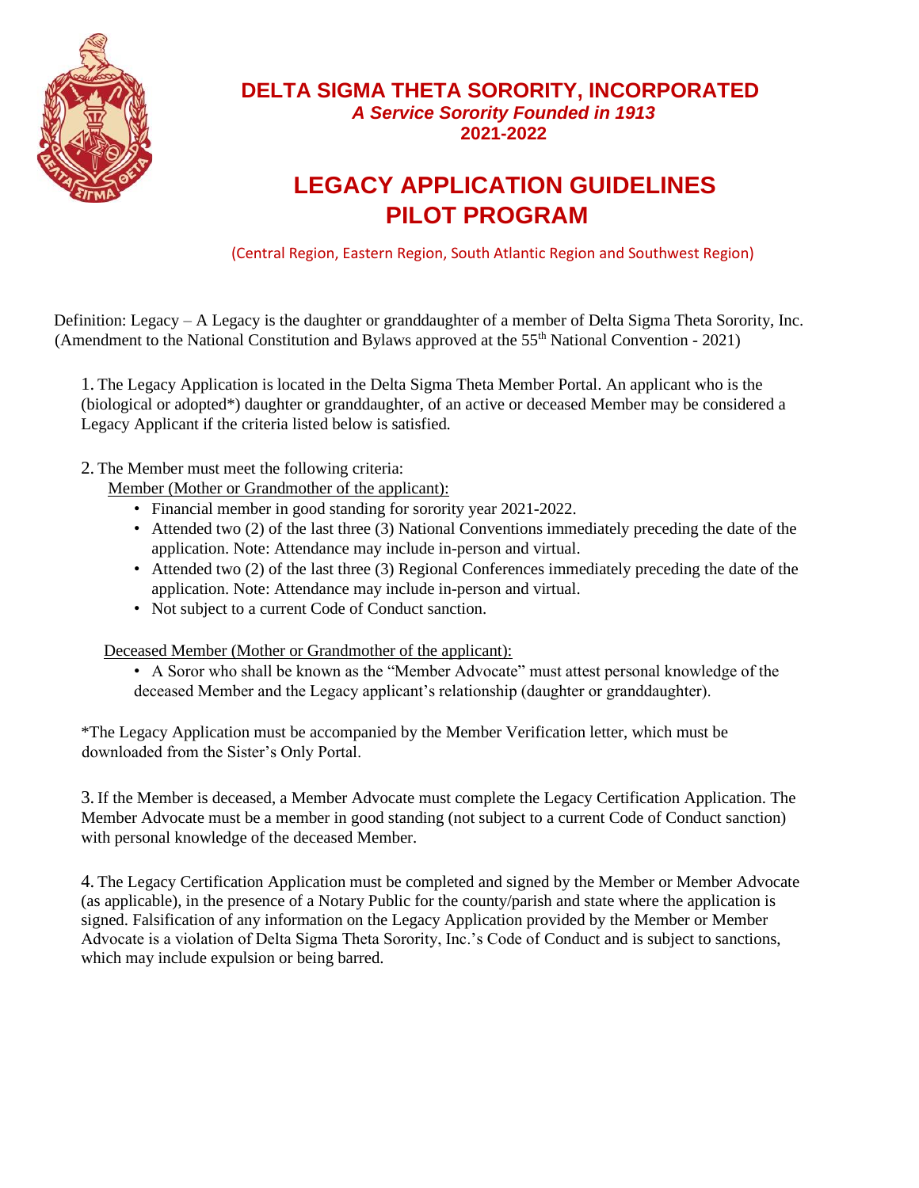# DELTA SIGMA THETA SORORITY, INCORPORATED

***A Service Sorority Founded in 1913***

**2021-2022**

## LEGACY APPLICATION GUIDELINES PILOT PROGRAM

(Central Region, Eastern Region, South Atlantic Region and Southwest Region)

Definition: Legacy – A Legacy is the daughter or granddaughter of a member of Delta Sigma Theta Sorority, Inc. (Amendment to the National Constitution and Bylaws approved at the 55th National Convention - 2021)

1. The Legacy Application is located in the Delta Sigma Theta Member Portal. An applicant who is the (biological or adopted*) daughter or granddaughter, of an active or deceased Member may be considered a Legacy Applicant if the criteria listed below is satisfied.

2. The Member must meet the following criteria:

   Member (Mother or Grandmother of the applicant):
   - Financial member in good standing for sorority year 2021-2022.
   - Attended two (2) of the last three (3) National Conventions immediately preceding the date of the application. Note: Attendance may include in-person and virtual.
   - Attended two (2) of the last three (3) Regional Conferences immediately preceding the date of the application. Note: Attendance may include in-person and virtual.
   - Not subject to a current Code of Conduct sanction.

   Deceased Member (Mother or Grandmother of the applicant):
   - A Soror who shall be known as the "Member Advocate" must attest personal knowledge of the deceased Member and the Legacy applicant's relationship (daughter or granddaughter).

   *The Legacy Application must be accompanied by the Member Verification letter, which must be downloaded from the Sister's Only Portal.

3. If the Member is deceased, a Member Advocate must complete the Legacy Certification Application. The Member Advocate must be a member in good standing (not subject to a current Code of Conduct sanction) with personal knowledge of the deceased Member.

4. The Legacy Certification Application must be completed and signed by the Member or Member Advocate (as applicable), in the presence of a Notary Public for the county/parish and state where the application is signed. Falsification of any information on the Legacy Application provided by the Member or Member Advocate is a violation of Delta Sigma Theta Sorority, Inc.'s Code of Conduct and is subject to sanctions, which may include expulsion or being barred.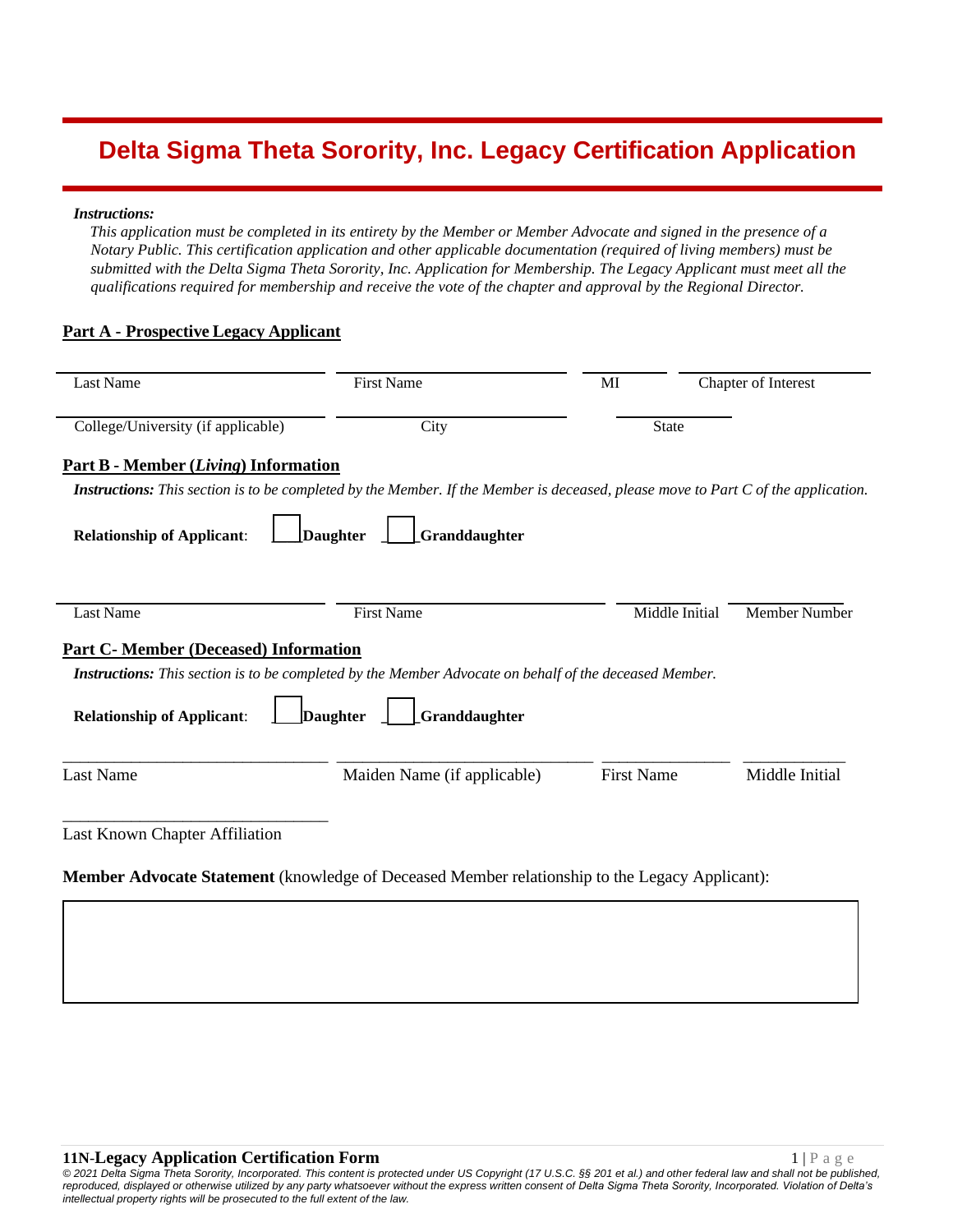# Delta Sigma Theta Sorority, Inc. Legacy Certification Application

***Instructions:***

*This application must be completed in its entirety by the Member or Member Advocate and signed in the presence of a Notary Public. This certification application and other applicable documentation (required of living members) must be submitted with the Delta Sigma Theta Sorority, Inc. Application for Membership. The Legacy Applicant must meet all the qualifications required for membership and receive the vote of the chapter and approval by the Regional Director.*

## Part A - Prospective Legacy Applicant

| ______________ | ______________ | ______ | ______________ |
|---|---|---|---|
| Last Name | First Name | MI | Chapter of Interest |
| College/University (if applicable) | City | State | |

## Part B - Member (*Living*) Information

***Instructions:*** *This section is to be completed by the Member. If the Member is deceased, please move to Part C of the application.*

**Relationship of Applicant**: ☐ **Daughter** ☐ **Granddaughter**

| ______________ | ______________ | ______ | ______________ |
|---|---|---|---|
| Last Name | First Name | Middle Initial | Member Number |

## Part C- Member (Deceased) Information

***Instructions:*** *This section is to be completed by the Member Advocate on behalf of the deceased Member.*

**Relationship of Applicant**: ☐ **Daughter** ☐ **Granddaughter**

| ______________ | ______________ | ______________ | ______ |
|---|---|---|---|
| Last Name | Maiden Name (if applicable) | First Name | Middle Initial |

______________________________

Last Known Chapter Affiliation

**Member Advocate Statement** (knowledge of Deceased Member relationship to the Legacy Applicant):

| |
|---|
| |

**11N-Legacy Application Certification Form**

*© 2021 Delta Sigma Theta Sorority, Incorporated. This content is protected under US Copyright (17 U.S.C. §§ 201 et al.) and other federal law and shall not be published, reproduced, displayed or otherwise utilized by any party whatsoever without the express written consent of Delta Sigma Theta Sorority, Incorporated. Violation of Delta's intellectual property rights will be prosecuted to the full extent of the law.*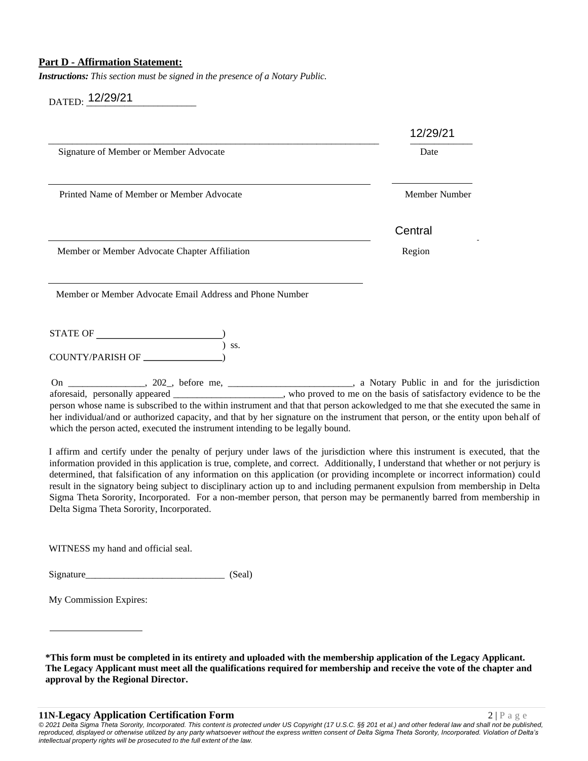**Part D - Affirmation Statement:**

***Instructions:*** *This section must be signed in the presence of a Notary Public.*

DATED: 12/29/21

\_\_\_\_\_\_\_\_\_\_\_\_\_\_\_\_\_\_\_\_\_\_\_\_\_\_\_\_\_\_\_\_\_\_\_\_\_\_\_\_ 12/29/21

Signature of Member or Member Advocate Date

\_\_\_\_\_\_\_\_\_\_\_\_\_\_\_\_\_\_\_\_\_\_\_\_\_\_\_\_\_\_\_\_\_\_\_\_\_\_\_\_ \_\_\_\_\_\_\_\_\_\_\_\_

Printed Name of Member or Member Advocate Member Number

\_\_\_\_\_\_\_\_\_\_\_\_\_\_\_\_\_\_\_\_\_\_\_\_\_\_\_\_\_\_\_\_\_\_\_\_\_\_\_\_ Central

Member or Member Advocate Chapter Affiliation Region

\_\_\_\_\_\_\_\_\_\_\_\_\_\_\_\_\_\_\_\_\_\_\_\_\_\_\_\_\_\_\_\_\_\_\_\_\_\_\_\_

Member or Member Advocate Email Address and Phone Number

STATE OF \_\_\_\_\_\_\_\_\_\_\_\_\_\_\_\_\_\_\_\_)
) ss.
COUNTY/PARISH OF \_\_\_\_\_\_\_\_\_\_\_\_\_)

On \_\_\_\_\_\_\_\_\_\_\_\_\_\_\_\_, 202\_, before me, \_\_\_\_\_\_\_\_\_\_\_\_\_\_\_\_\_\_\_\_\_\_\_\_\_\_, a Notary Public in and for the jurisdiction aforesaid, personally appeared \_\_\_\_\_\_\_\_\_\_\_\_\_\_\_\_\_\_\_\_\_\_\_, who proved to me on the basis of satisfactory evidence to be the person whose name is subscribed to the within instrument and that that person ackowledged to me that she executed the same in her individual/and or authorized capacity, and that by her signature on the instrument that person, or the entity upon behalf of which the person acted, executed the instrument intending to be legally bound.

I affirm and certify under the penalty of perjury under laws of the jurisdiction where this instrument is executed, that the information provided in this application is true, complete, and correct. Additionally, I understand that whether or not perjury is determined, that falsification of any information on this application (or providing incomplete or incorrect information) could result in the signatory being subject to disciplinary action up to and including permanent expulsion from membership in Delta Sigma Theta Sorority, Incorporated. For a non-member person, that person may be permanently barred from membership in Delta Sigma Theta Sorority, Incorporated.

WITNESS my hand and official seal.

Signature\_\_\_\_\_\_\_\_\_\_\_\_\_\_\_\_\_\_\_\_\_\_\_\_\_\_\_\_\_ (Seal)

My Commission Expires:

\_\_\_\_\_\_\_\_\_\_\_\_\_\_\_\_\_\_

**\*This form must be completed in its entirety and uploaded with the membership application of the Legacy Applicant. The Legacy Applicant must meet all the qualifications required for membership and receive the vote of the chapter and approval by the Regional Director.**

**11N-Legacy Application Certification Form**

*© 2021 Delta Sigma Theta Sorority, Incorporated. This content is protected under US Copyright (17 U.S.C. §§ 201 et al.) and other federal law and shall not be published, reproduced, displayed or otherwise utilized by any party whatsoever without the express written consent of Delta Sigma Theta Sorority, Incorporated. Violation of Delta's intellectual property rights will be prosecuted to the full extent of the law.*